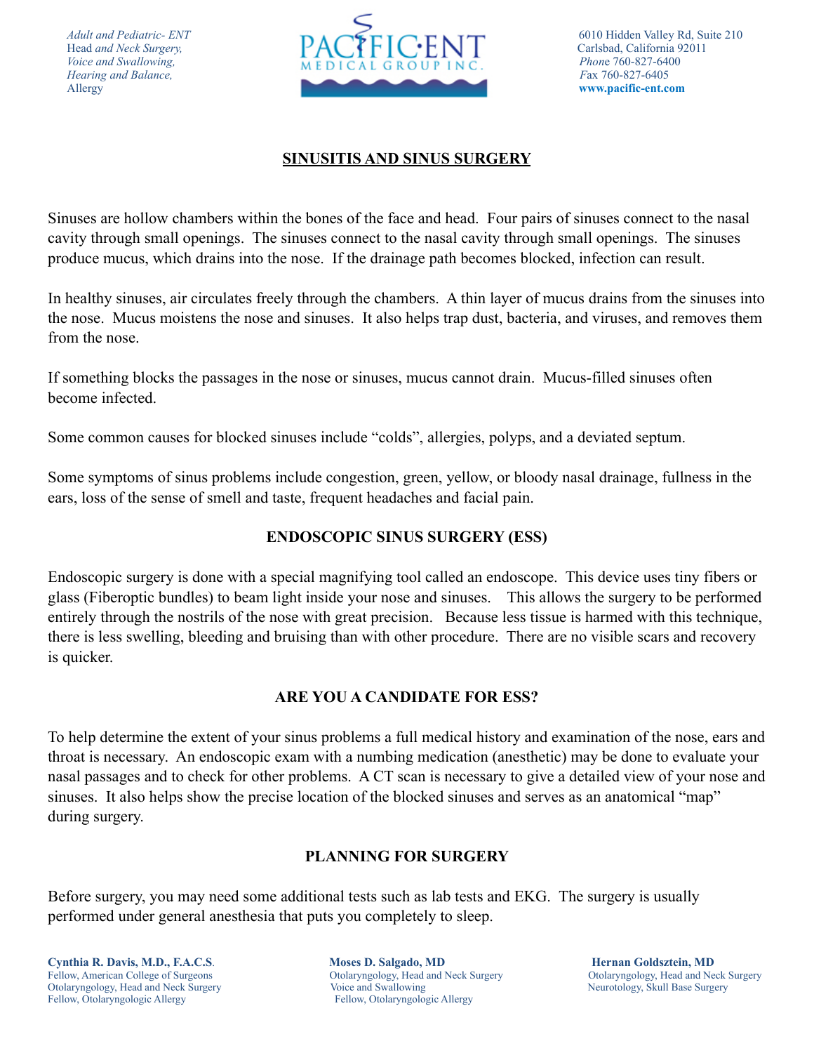*Adult and Pediatric- ENT*
Head *and Neck Surgery,*
*Voice and Swallowing,*
*Hearing and Balance,*
Allergy

PACIFIC·ENT
MEDICAL GROUP INC.

6010 Hidden Valley Rd, Suite 210
Carlsbad, California 92011
*Phon*e 760-827-6400
*F*ax 760-827-6405
**www.pacific-ent.com**

## SINUSITIS AND SINUS SURGERY

Sinuses are hollow chambers within the bones of the face and head. Four pairs of sinuses connect to the nasal cavity through small openings. The sinuses connect to the nasal cavity through small openings. The sinuses produce mucus, which drains into the nose. If the drainage path becomes blocked, infection can result.

In healthy sinuses, air circulates freely through the chambers. A thin layer of mucus drains from the sinuses into the nose. Mucus moistens the nose and sinuses. It also helps trap dust, bacteria, and viruses, and removes them from the nose.

If something blocks the passages in the nose or sinuses, mucus cannot drain. Mucus-filled sinuses often become infected.

Some common causes for blocked sinuses include "colds", allergies, polyps, and a deviated septum.

Some symptoms of sinus problems include congestion, green, yellow, or bloody nasal drainage, fullness in the ears, loss of the sense of smell and taste, frequent headaches and facial pain.

### ENDOSCOPIC SINUS SURGERY (ESS)

Endoscopic surgery is done with a special magnifying tool called an endoscope. This device uses tiny fibers or glass (Fiberoptic bundles) to beam light inside your nose and sinuses. This allows the surgery to be performed entirely through the nostrils of the nose with great precision. Because less tissue is harmed with this technique, there is less swelling, bleeding and bruising than with other procedure. There are no visible scars and recovery is quicker.

### ARE YOU A CANDIDATE FOR ESS?

To help determine the extent of your sinus problems a full medical history and examination of the nose, ears and throat is necessary. An endoscopic exam with a numbing medication (anesthetic) may be done to evaluate your nasal passages and to check for other problems. A CT scan is necessary to give a detailed view of your nose and sinuses. It also helps show the precise location of the blocked sinuses and serves as an anatomical "map" during surgery.

### PLANNING FOR SURGERY

Before surgery, you may need some additional tests such as lab tests and EKG. The surgery is usually performed under general anesthesia that puts you completely to sleep.

**Cynthia R. Davis, M.D., F.A.C.S.**
Fellow, American College of Surgeons
Otolaryngology, Head and Neck Surgery
Fellow, Otolaryngologic Allergy

**Moses D. Salgado, MD**
Otolaryngology, Head and Neck Surgery
Voice and Swallowing
Fellow, Otolaryngologic Allergy

**Hernan Goldsztein, MD**
Otolaryngology, Head and Neck Surgery
Neurotology, Skull Base Surgery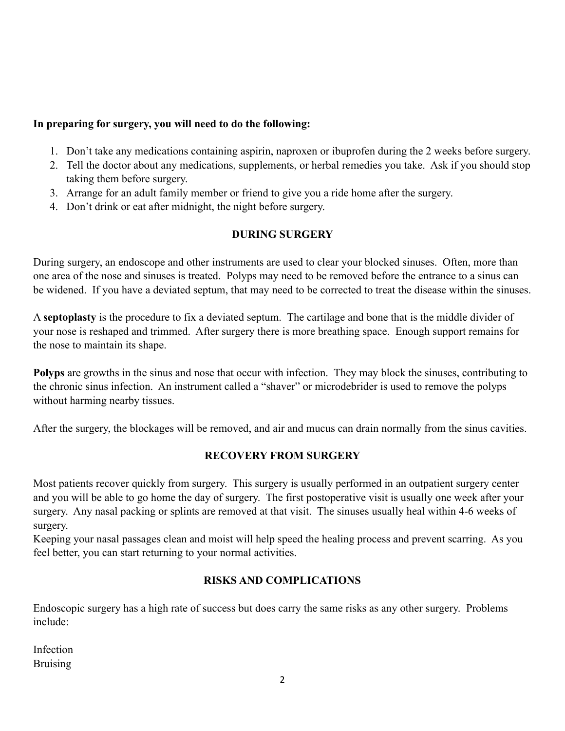**In preparing for surgery, you will need to do the following:**

1. Don't take any medications containing aspirin, naproxen or ibuprofen during the 2 weeks before surgery.
2. Tell the doctor about any medications, supplements, or herbal remedies you take. Ask if you should stop taking them before surgery.
3. Arrange for an adult family member or friend to give you a ride home after the surgery.
4. Don't drink or eat after midnight, the night before surgery.

## DURING SURGERY

During surgery, an endoscope and other instruments are used to clear your blocked sinuses. Often, more than one area of the nose and sinuses is treated. Polyps may need to be removed before the entrance to a sinus can be widened. If you have a deviated septum, that may need to be corrected to treat the disease within the sinuses.

A **septoplasty** is the procedure to fix a deviated septum. The cartilage and bone that is the middle divider of your nose is reshaped and trimmed. After surgery there is more breathing space. Enough support remains for the nose to maintain its shape.

**Polyps** are growths in the sinus and nose that occur with infection. They may block the sinuses, contributing to the chronic sinus infection. An instrument called a "shaver" or microdebrider is used to remove the polyps without harming nearby tissues.

After the surgery, the blockages will be removed, and air and mucus can drain normally from the sinus cavities.

## RECOVERY FROM SURGERY

Most patients recover quickly from surgery. This surgery is usually performed in an outpatient surgery center and you will be able to go home the day of surgery. The first postoperative visit is usually one week after your surgery. Any nasal packing or splints are removed at that visit. The sinuses usually heal within 4-6 weeks of surgery.

Keeping your nasal passages clean and moist will help speed the healing process and prevent scarring. As you feel better, you can start returning to your normal activities.

## RISKS AND COMPLICATIONS

Endoscopic surgery has a high rate of success but does carry the same risks as any other surgery. Problems include:

Infection
Bruising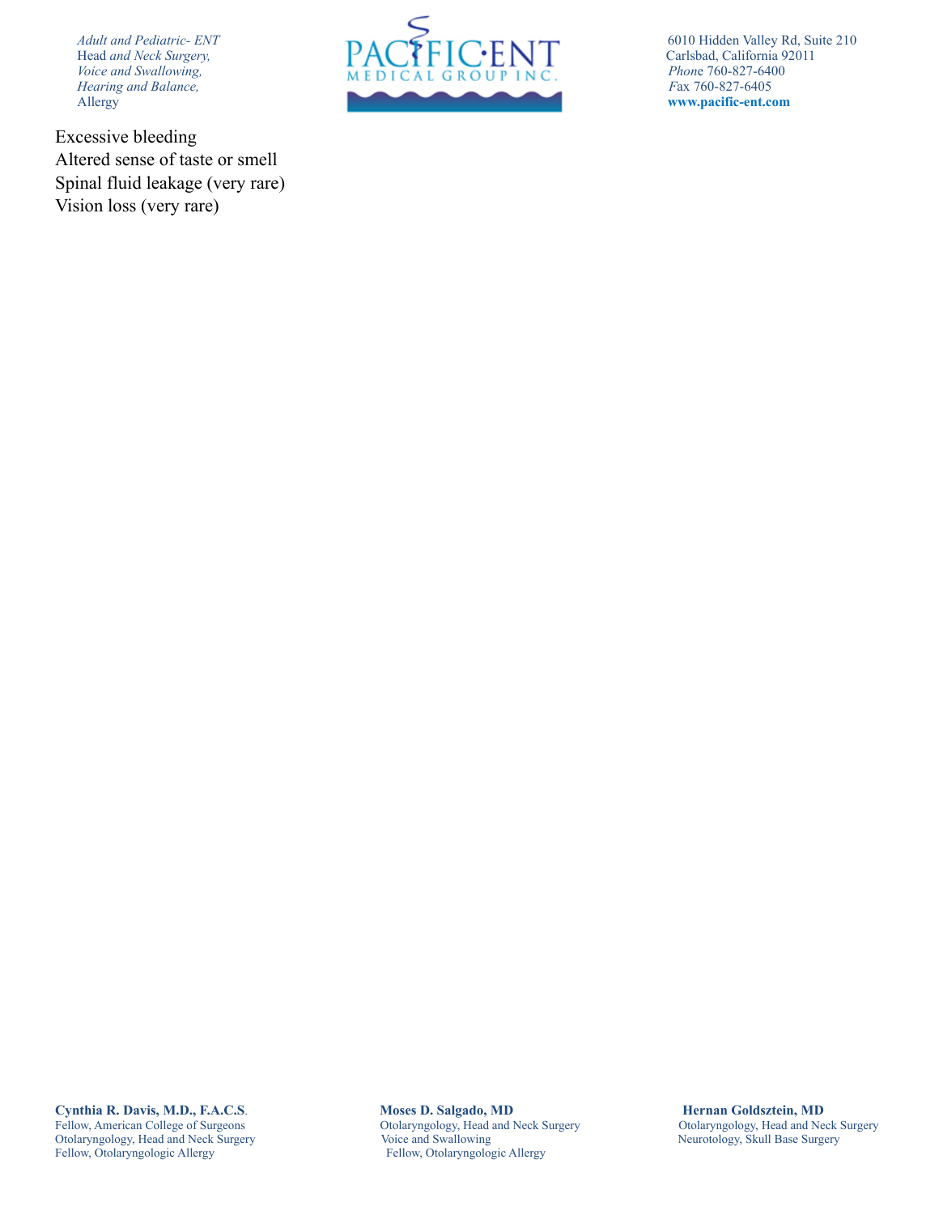Excessive bleeding
Altered sense of taste or smell
Spinal fluid leakage (very rare)
Vision loss (very rare)